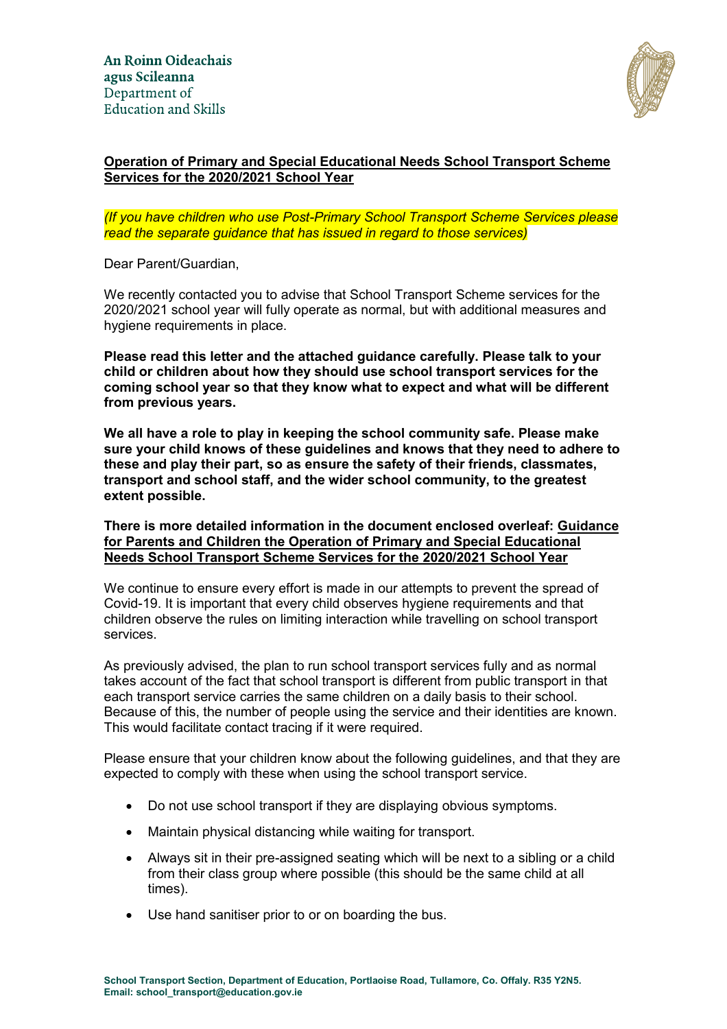An Roinn Oideachais
agus Scileanna
Department of
Education and Skills

**Operation of Primary and Special Educational Needs School Transport Scheme Services for the 2020/2021 School Year**

*(If you have children who use Post-Primary School Transport Scheme Services please read the separate guidance that has issued in regard to those services)*

Dear Parent/Guardian,

We recently contacted you to advise that School Transport Scheme services for the 2020/2021 school year will fully operate as normal, but with additional measures and hygiene requirements in place.

**Please read this letter and the attached guidance carefully. Please talk to your child or children about how they should use school transport services for the coming school year so that they know what to expect and what will be different from previous years.**

**We all have a role to play in keeping the school community safe. Please make sure your child knows of these guidelines and knows that they need to adhere to these and play their part, so as ensure the safety of their friends, classmates, transport and school staff, and the wider school community, to the greatest extent possible.**

**There is more detailed information in the document enclosed overleaf: Guidance for Parents and Children the Operation of Primary and Special Educational Needs School Transport Scheme Services for the 2020/2021 School Year**

We continue to ensure every effort is made in our attempts to prevent the spread of Covid-19. It is important that every child observes hygiene requirements and that children observe the rules on limiting interaction while travelling on school transport services.

As previously advised, the plan to run school transport services fully and as normal takes account of the fact that school transport is different from public transport in that each transport service carries the same children on a daily basis to their school. Because of this, the number of people using the service and their identities are known. This would facilitate contact tracing if it were required.

Please ensure that your children know about the following guidelines, and that they are expected to comply with these when using the school transport service.

- Do not use school transport if they are displaying obvious symptoms.
- Maintain physical distancing while waiting for transport.
- Always sit in their pre-assigned seating which will be next to a sibling or a child from their class group where possible (this should be the same child at all times).
- Use hand sanitiser prior to or on boarding the bus.

**School Transport Section, Department of Education, Portlaoise Road, Tullamore, Co. Offaly. R35 Y2N5.**
**Email: school_transport@education.gov.ie**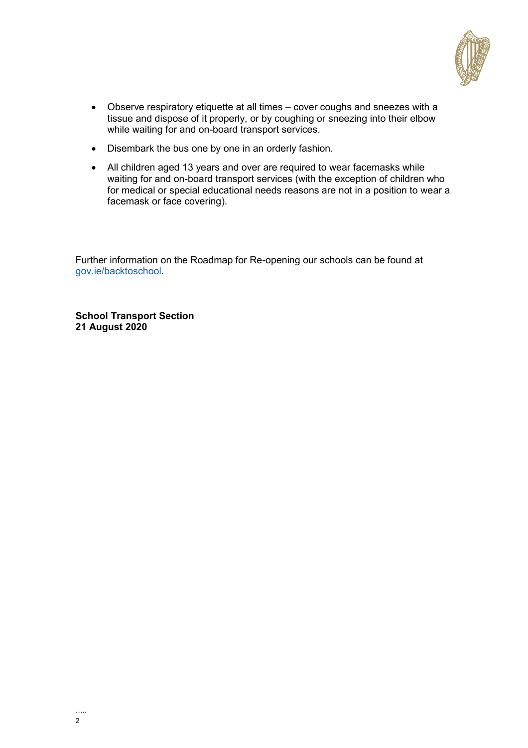- Observe respiratory etiquette at all times – cover coughs and sneezes with a tissue and dispose of it properly, or by coughing or sneezing into their elbow while waiting for and on-board transport services.
- Disembark the bus one by one in an orderly fashion.
- All children aged 13 years and over are required to wear facemasks while waiting for and on-board transport services (with the exception of children who for medical or special educational needs reasons are not in a position to wear a facemask or face covering).

Further information on the Roadmap for Re-opening our schools can be found at [gov.ie/backtoschool](gov.ie/backtoschool).

**School Transport Section**
**21 August 2020**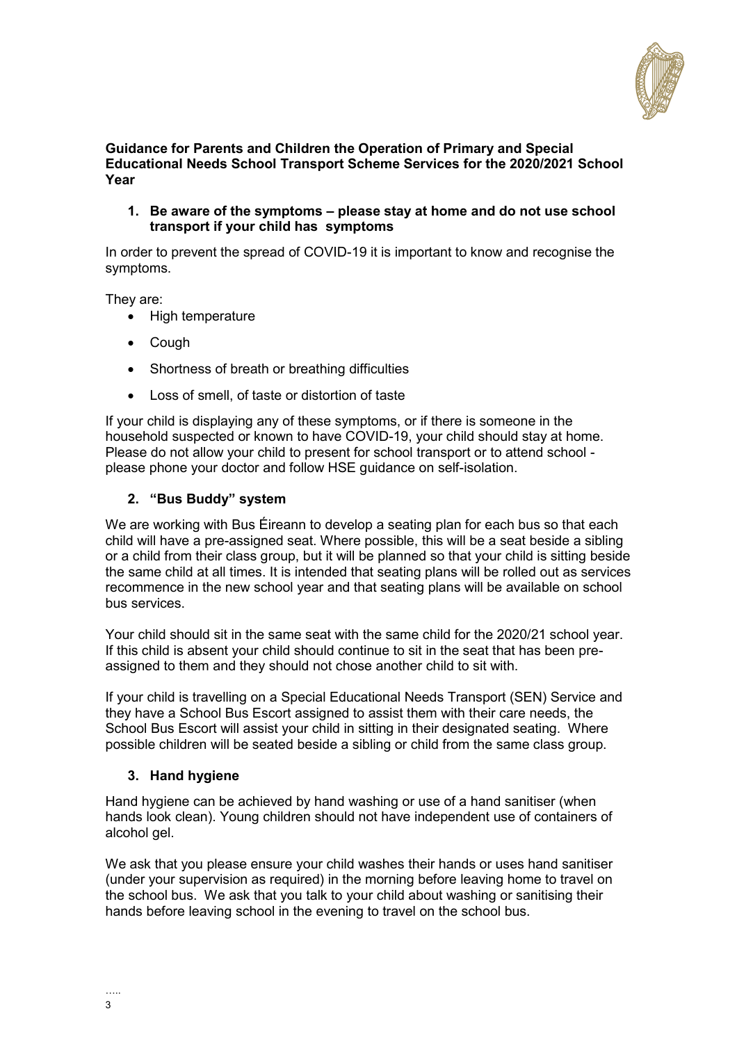**Guidance for Parents and Children the Operation of Primary and Special Educational Needs School Transport Scheme Services for the 2020/2021 School Year**

1. **Be aware of the symptoms – please stay at home and do not use school transport if your child has symptoms**

In order to prevent the spread of COVID-19 it is important to know and recognise the symptoms.

They are:

- High temperature
- Cough
- Shortness of breath or breathing difficulties
- Loss of smell, of taste or distortion of taste

If your child is displaying any of these symptoms, or if there is someone in the household suspected or known to have COVID-19, your child should stay at home. Please do not allow your child to present for school transport or to attend school - please phone your doctor and follow HSE guidance on self-isolation.

2. **"Bus Buddy" system**

We are working with Bus Éireann to develop a seating plan for each bus so that each child will have a pre-assigned seat. Where possible, this will be a seat beside a sibling or a child from their class group, but it will be planned so that your child is sitting beside the same child at all times. It is intended that seating plans will be rolled out as services recommence in the new school year and that seating plans will be available on school bus services.

Your child should sit in the same seat with the same child for the 2020/21 school year. If this child is absent your child should continue to sit in the seat that has been pre-assigned to them and they should not chose another child to sit with.

If your child is travelling on a Special Educational Needs Transport (SEN) Service and they have a School Bus Escort assigned to assist them with their care needs, the School Bus Escort will assist your child in sitting in their designated seating. Where possible children will be seated beside a sibling or child from the same class group.

3. **Hand hygiene**

Hand hygiene can be achieved by hand washing or use of a hand sanitiser (when hands look clean). Young children should not have independent use of containers of alcohol gel.

We ask that you please ensure your child washes their hands or uses hand sanitiser (under your supervision as required) in the morning before leaving home to travel on the school bus. We ask that you talk to your child about washing or sanitising their hands before leaving school in the evening to travel on the school bus.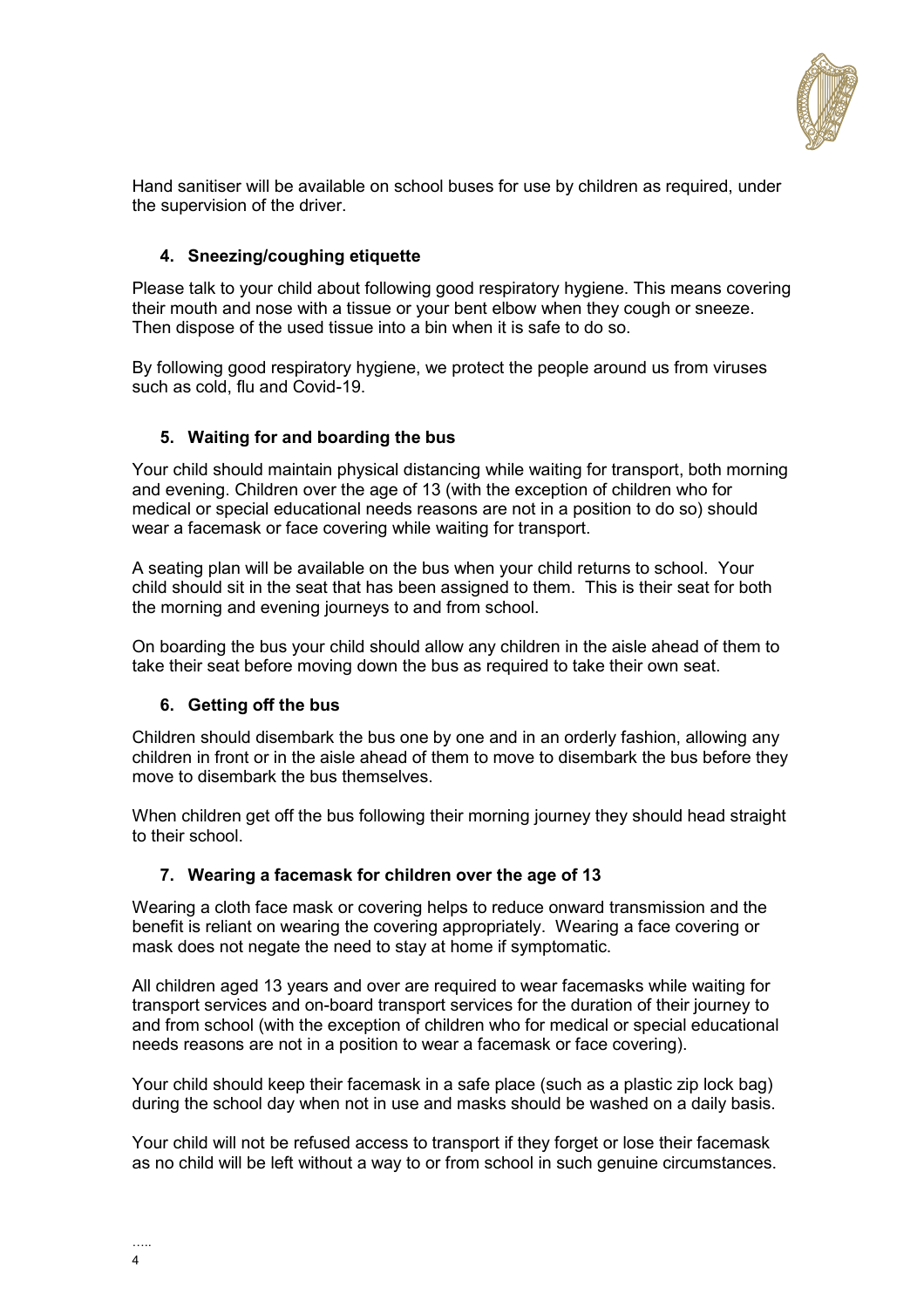Hand sanitiser will be available on school buses for use by children as required, under the supervision of the driver.

## 4. Sneezing/coughing etiquette

Please talk to your child about following good respiratory hygiene. This means covering their mouth and nose with a tissue or your bent elbow when they cough or sneeze. Then dispose of the used tissue into a bin when it is safe to do so.

By following good respiratory hygiene, we protect the people around us from viruses such as cold, flu and Covid-19.

## 5. Waiting for and boarding the bus

Your child should maintain physical distancing while waiting for transport, both morning and evening. Children over the age of 13 (with the exception of children who for medical or special educational needs reasons are not in a position to do so) should wear a facemask or face covering while waiting for transport.

A seating plan will be available on the bus when your child returns to school. Your child should sit in the seat that has been assigned to them. This is their seat for both the morning and evening journeys to and from school.

On boarding the bus your child should allow any children in the aisle ahead of them to take their seat before moving down the bus as required to take their own seat.

## 6. Getting off the bus

Children should disembark the bus one by one and in an orderly fashion, allowing any children in front or in the aisle ahead of them to move to disembark the bus before they move to disembark the bus themselves.

When children get off the bus following their morning journey they should head straight to their school.

## 7. Wearing a facemask for children over the age of 13

Wearing a cloth face mask or covering helps to reduce onward transmission and the benefit is reliant on wearing the covering appropriately. Wearing a face covering or mask does not negate the need to stay at home if symptomatic.

All children aged 13 years and over are required to wear facemasks while waiting for transport services and on-board transport services for the duration of their journey to and from school (with the exception of children who for medical or special educational needs reasons are not in a position to wear a facemask or face covering).

Your child should keep their facemask in a safe place (such as a plastic zip lock bag) during the school day when not in use and masks should be washed on a daily basis.

Your child will not be refused access to transport if they forget or lose their facemask as no child will be left without a way to or from school in such genuine circumstances.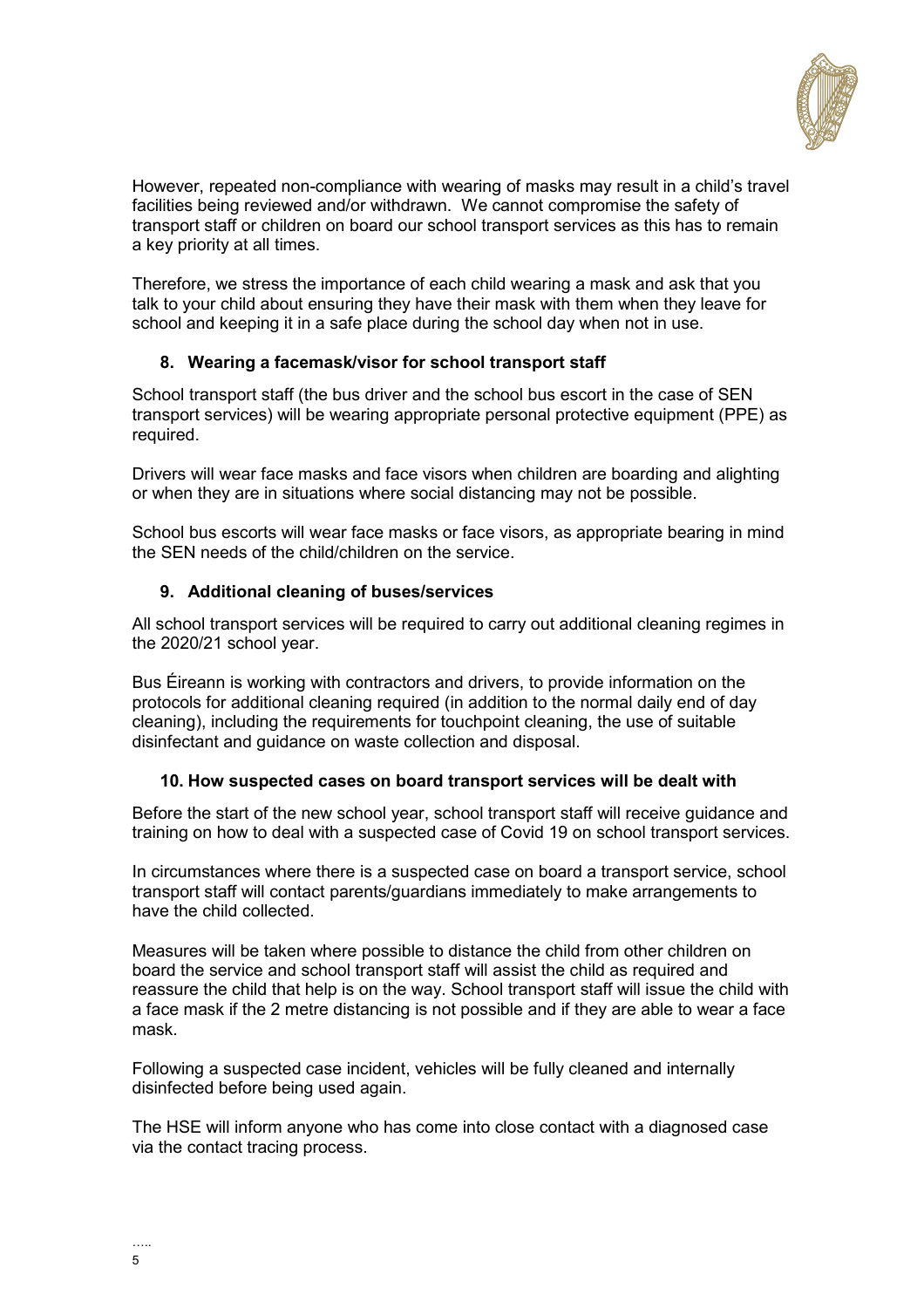However, repeated non-compliance with wearing of masks may result in a child's travel facilities being reviewed and/or withdrawn. We cannot compromise the safety of transport staff or children on board our school transport services as this has to remain a key priority at all times.

Therefore, we stress the importance of each child wearing a mask and ask that you talk to your child about ensuring they have their mask with them when they leave for school and keeping it in a safe place during the school day when not in use.

### 8. Wearing a facemask/visor for school transport staff

School transport staff (the bus driver and the school bus escort in the case of SEN transport services) will be wearing appropriate personal protective equipment (PPE) as required.

Drivers will wear face masks and face visors when children are boarding and alighting or when they are in situations where social distancing may not be possible.

School bus escorts will wear face masks or face visors, as appropriate bearing in mind the SEN needs of the child/children on the service.

### 9. Additional cleaning of buses/services

All school transport services will be required to carry out additional cleaning regimes in the 2020/21 school year.

Bus Éireann is working with contractors and drivers, to provide information on the protocols for additional cleaning required (in addition to the normal daily end of day cleaning), including the requirements for touchpoint cleaning, the use of suitable disinfectant and guidance on waste collection and disposal.

### 10. How suspected cases on board transport services will be dealt with

Before the start of the new school year, school transport staff will receive guidance and training on how to deal with a suspected case of Covid 19 on school transport services.

In circumstances where there is a suspected case on board a transport service, school transport staff will contact parents/guardians immediately to make arrangements to have the child collected.

Measures will be taken where possible to distance the child from other children on board the service and school transport staff will assist the child as required and reassure the child that help is on the way. School transport staff will issue the child with a face mask if the 2 metre distancing is not possible and if they are able to wear a face mask.

Following a suspected case incident, vehicles will be fully cleaned and internally disinfected before being used again.

The HSE will inform anyone who has come into close contact with a diagnosed case via the contact tracing process.